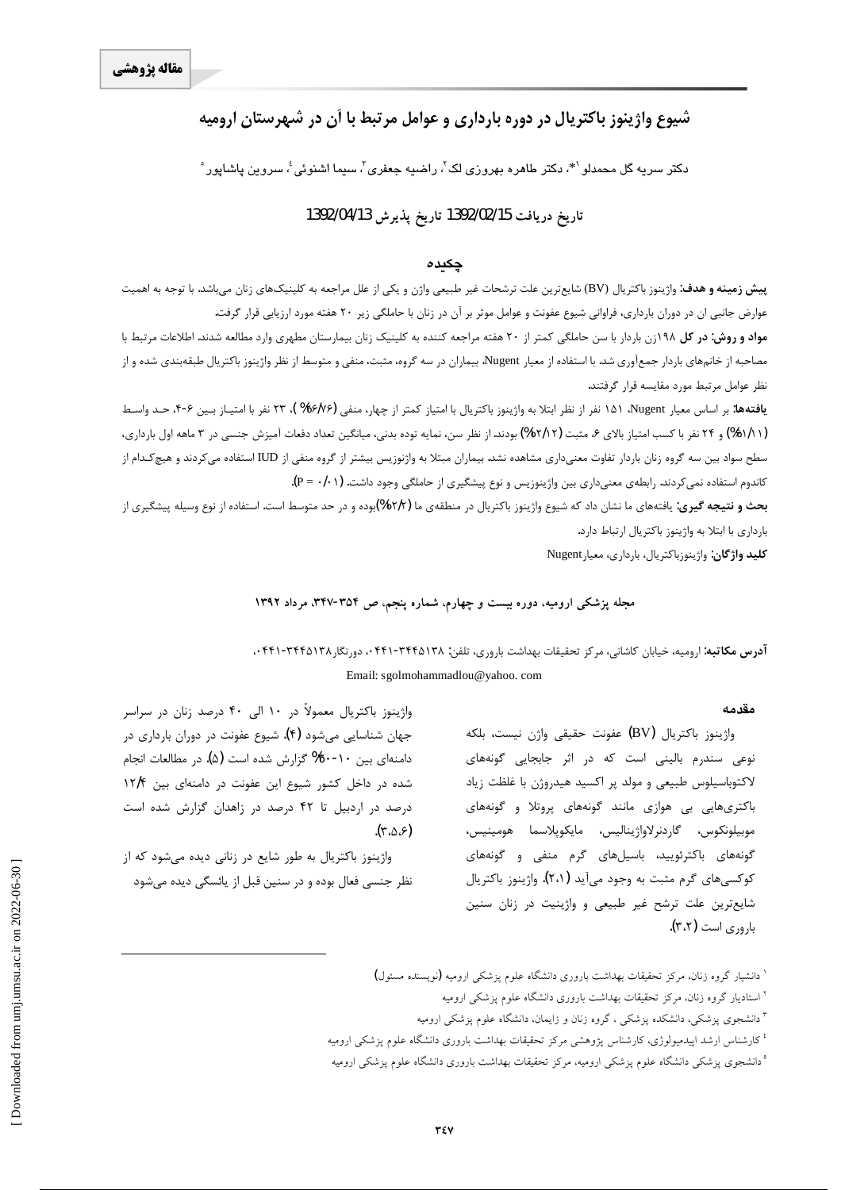مقاله پژوهشی

# شیوع واژینوز باکتریال در دوره بارداری و عوامل مرتبط با آن در شهرستان ارومیه

دکتر سریه گل محمدلو[۱]*، دکتر طاهره بهروزی لک[۲]، راضیه جعفری[۳]، سیما اشنوئی[۴]، سروین پاشاپور[۵]

تاریخ دریافت 1392/02/15 تاریخ پذیرش 1392/04/13

## چکیده

**پیش زمینه و هدف:** واژینوز باکتریال (BV) شایع‌ترین علت ترشحات غیر طبیعی واژن و یکی از علل مراجعه به کلینیک‌های زنان می‌باشد. با توجه به اهمیت عوارض جانبی ان در دوران بارداری، فراوانی شیوع عفونت و عوامل موثر بر آن در زنان با حاملگی زیر ۲۰ هفته مورد ارزیابی قرار گرفت.

**مواد و روش: در کل** ۱۹۸زن باردار با سن حاملگی کمتر از ۲۰ هفته مراجعه کننده به کلینیک زنان بیمارستان مطهری وارد مطالعه شدند. اطلاعات مرتبط با مصاحبه از خانم‌های باردار جمع‌آوری شد. با استفاده از معیار Nugent، بیماران در سه گروه، مثبت، منفی و متوسط از نظر واژینوز باکتریال طبقه‌بندی شده و از نظر عوامل مرتبط مورد مقایسه قرار گرفتند.

**یافته‌ها:** بر اساس معیار Nugent، ۱۵۱ نفر از نظر ابتلا به واژینوز باکتریال با امتیاز کمتر از چهار، منفی (۷۶/۶%)، ۲۳ نفر با امتیاز بین ۶-۴، حد واسط (۱۱/۱%) و ۲۴ نفر با کسب امتیاز بالای ۶، مثبت (۱۲/۲%) بودند. از نظر سن، نمایه توده بدنی، میانگین تعداد دفعات آمیزش جنسی در ۳ ماهه اول بارداری، سطح سواد بین سه گروه زنان باردار تفاوت معنی‌داری مشاهده نشد. بیماران مبتلا به واژنوزیس بیشتر از گروه منفی از IUD استفاده می‌کردند و هیچ‌کدام از کاندوم استفاده نمی‌کردند. رابطه‌ی معنی‌داری بین واژینوزیس و نوع پیشگیری از حاملگی وجود داشت. (p = ۰/۰۱).

**بحث و نتیجه گیری:** یافته‌های ما نشان داد که شیوع واژینوز باکتریال در منطقه‌ی ما (۱۲/۲%)بوده و در حد متوسط است. استفاده از نوع وسیله پیشگیری از بارداری با ابتلا به واژینوز باکتریال ارتباط دارد.

**کلید واژگان:** واژینوزباکتریال، بارداری، معیارNugent

مجله پزشکی ارومیه، دوره بیست و چهارم، شماره پنجم، ص ۳۵۴-۳۴۷، مرداد ۱۳۹۲

**آدرس مکاتبه:** ارومیه، خیابان کاشانی، مرکز تحقیقات بهداشت باروری، تلفن: ۰۴۴۱-۳۴۴۵۱۳۸، دورنگار۰۴۴۱-۳۴۴۵۱۳۸
Email: sgolmohammadlou@yahoo. com

## مقدمه

واژینوز باکتریال (BV) عفونت حقیقی واژن نیست، بلکه نوعی سندرم بالینی است که در اثر جابجایی گونه‌های لاکتوباسیلوس طبیعی و مولد پر اکسید هیدروژن با غلظت زیاد باکتری‌هایی بی هوازی مانند گونه‌های پروتلا و گونه‌های موبیلونکوس، گاردنرلاواژینالیس، مایکوپلاسما هومینیس، گونه‌های باکترئوییده، باسیل‌های گرم منفی و گونه‌های کوکسی‌های گرم مثبت به وجود می‌آید (۲،۱). واژینوز باکتریال شایع‌ترین علت ترشح غیر طبیعی و واژینیت در زنان سنین باروری است (۳،۲).

واژینوز باکتریال معمولاً در ۱۰ الی ۴۰ درصد زنان در سراسر جهان شناسایی می‌شود (۴). شیوع عفونت در دوران بارداری در دامنه‌ای بین ۱۰-۶۰% گزارش شده است (۵). در مطالعات انجام شده در داخل کشور شیوع این عفونت در دامنه‌ای بین ۱۲/۴ درصد در اردبیل تا ۴۲ درصد در زاهدان گزارش شده است (۳،۵،۶).

واژینوز باکتریال به طور شایع در زنانی دیده می‌شود که از نظر جنسی فعال بوده و در سنین قبل از یائسگی دیده می‌شود

---

[۱] دانشیار گروه زنان، مرکز تحقیقات بهداشت باروری دانشگاه علوم پزشکی ارومیه (نویسنده مسئول)

[۲] استادیار گروه زنان، مرکز تحقیقات بهداشت باروری دانشگاه علوم پزشکی ارومیه

[۳] دانشجوی پزشکی، دانشکده پزشکی ، گروه زنان و زایمان، دانشگاه علوم پزشکی ارومیه

[۴] کارشناس ارشد اپیدمیولوژی، کارشناس پژوهشی مرکز تحقیقات بهداشت باروری دانشگاه علوم پزشکی ارومیه

[۵] دانشجوی پزشکی دانشگاه علوم پزشکی ارومیه، مرکز تحقیقات بهداشت باروری دانشگاه علوم پزشکی ارومیه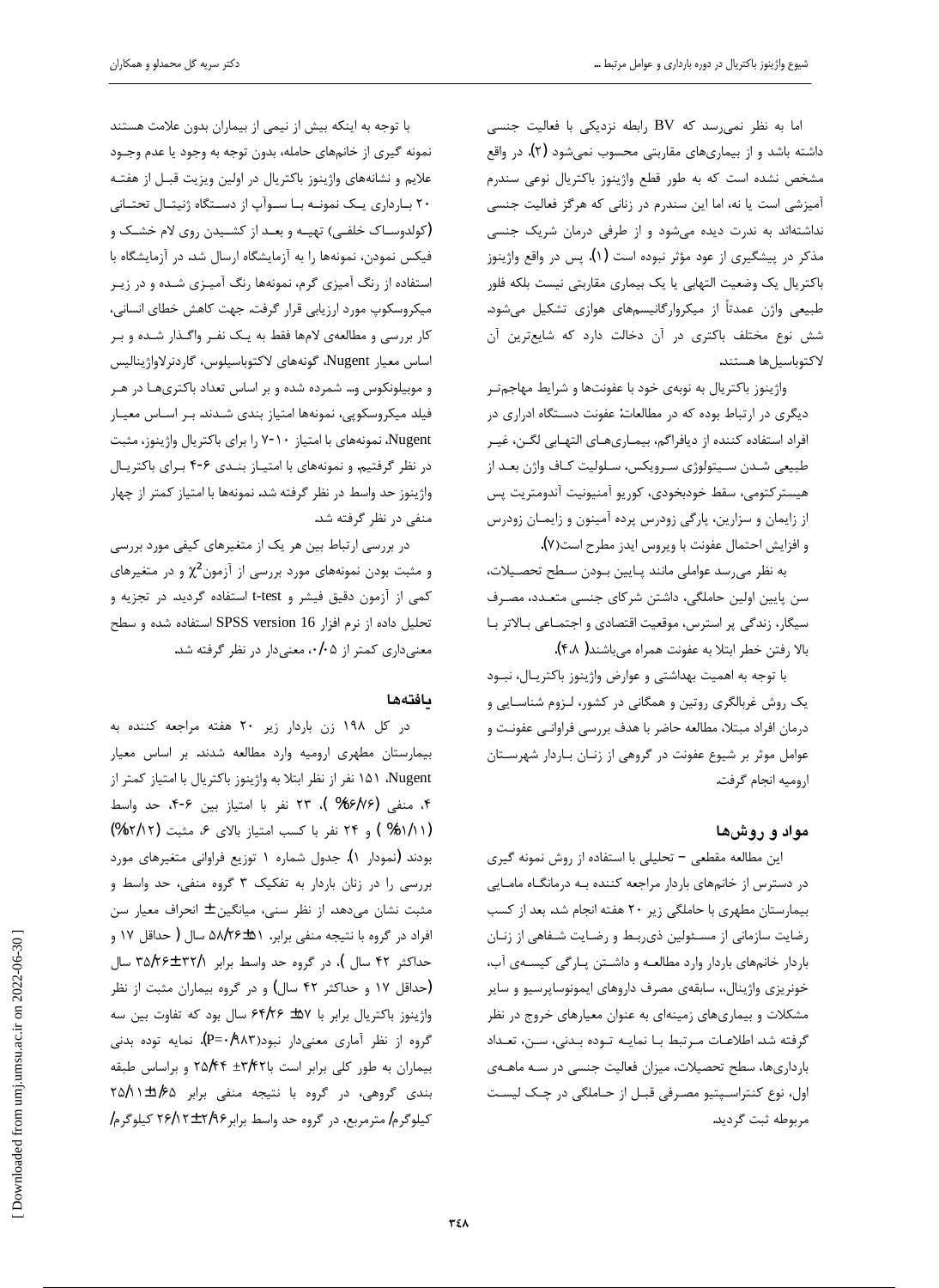اما به نظر نمی‌رسد که BV رابطه نزدیکی با فعالیت جنسی داشته باشد و از بیماری‌های مقاربتی محسوب نمی‌شود (۲). در واقع مشخص نشده است که به طور قطع واژینوز باکتریال نوعی سندرم آمیزشی است یا نه، اما این سندرم در زنانی که هرگز فعالیت جنسی نداشته‌اند به ندرت دیده می‌شود و از طرفی درمان شریک جنسی مذکر در پیشگیری از عود مؤثر نبوده است (۱). پس در واقع واژینوز باکتریال یک وضعیت التهابی یا یک بیماری مقاربتی نیست بلکه فلور طبیعی واژن عمدتاً از میکروارگانیسم‌های هوازی تشکیل می‌شود. شش نوع مختلف باکتری در آن دخالت دارد که شایع‌ترین آن لاکتوباسیل‌ها هستند.

واژینوز باکتریال به نوبه‌ی خود با عفونت‌ها و شرایط مهاجم‌تر دیگری در ارتباط بوده که در مطالعات: عفونت دستگاه ادراری در افراد استفاده کننده از دیافراگم، بیماری‌های التهابی لگن، غیر طبیعی شدن سیتولوژی سرویکس، سلولیت کاف واژن بعد از هیسترکتومی، سقط خودبخودی، کوریو آمنیونیت آندومتریت پس از زایمان و سزارین، پارگی زودرس پرده آمینون و زایمان زودرس و افزایش احتمال عفونت با ویروس ایدز مطرح است(۷).

به نظر می‌رسد عواملی مانند پایین بودن سطح تحصیلات، سن پایین اولین حاملگی، داشتن شرکای جنسی متعدد، مصرف سیگار، زندگی پر استرس، موقعیت اقتصادی و اجتماعی بالاتر با بالا رفتن خطر ابتلا به عفونت همراه می‌باشند( ۴،۸).

با توجه به اهمیت بهداشتی و عوارض واژینوز باکتریال، نبود یک روش غربالگری روتین و همگانی در کشور، لزوم شناسایی و درمان افراد مبتلا، مطالعه حاضر با هدف بررسی فراوانی عفونت و عوامل موثر بر شیوع عفونت در گروهی از زنان باردار شهرستان ارومیه انجام گرفت.

## مواد و روش‌ها

این مطالعه مقطعی – تحلیلی با استفاده از روش نمونه گیری در دسترس از خانم‌های باردار مراجعه کننده به درمانگاه مامایی بیمارستان مطهری با حاملگی زیر ۲۰ هفته انجام شد. بعد از کسب رضایت سازمانی از مسئولین ذی‌ربط و رضایت شفاهی از زنان باردار خانم‌های باردار وارد مطالعه و داشتن پارگی کیسه‌ی آب، خونریزی واژینال، سابقه‌ی مصرف داروهای ایمونوساپرسیو و سایر مشکلات و بیماری‌های زمینه‌ای به عنوان معیارهای خروج در نظر گرفته شد. اطلاعات مرتبط با نمایه توده بدنی، سن، تعداد بارداری‌ها، سطح تحصیلات، میزان فعالیت جنسی در سه ماهه‌ی اول، نوع کنتراسپتیو مصرفی قبل از حاملگی در چک لیست مربوطه ثبت گردید.

با توجه به اینکه بیش از نیمی از بیماران بدون علامت هستند نمونه گیری از خانم‌های حامله، بدون توجه به وجود یا عدم وجود علایم و نشانه‌های واژینوز باکتریال در اولین ویزیت قبل از هفته ۲۰ بارداری یک نمونه با سواپ از دستگاه ژنیتال تحتانی (کولدوساک خلفی) تهیه و بعد از کشیدن روی لام خشک و فیکس نمودن، نمونه‌ها را به آزمایشگاه ارسال شد. در آزمایشگاه با استفاده از رنگ آمیزی گرم، نمونه‌ها رنگ آمیزی شده و در زیر میکروسکوپ مورد ارزیابی قرار گرفت. جهت کاهش خطای انسانی، کار بررسی و مطالعه‌ی لام‌ها فقط به یک نفر واگذار شده و بر اساس معیار Nugent، گونه‌های لاکتوباسیلوس، گاردنرلاواژینالیس و موبیلونکوس و... شمرده شده و بر اساس تعداد باکتری‌ها در هر فیلد میکروسکوپی، نمونه‌ها امتیاز بندی شدند. بر اساس معیار Nugent، نمونه‌های با امتیاز ۱۰-۷ را برای باکتریال واژینوز، مثبت در نظر گرفتیم. و نمونه‌های با امتیاز بندی ۶-۴ برای باکتریال واژینوز حد واسط در نظر گرفته شد. نمونه‌ها با امتیاز کمتر از چهار منفی در نظر گرفته شد.

در بررسی ارتباط بین هر یک از متغیرهای کیفی مورد بررسی و مثبت بودن نمونه‌های مورد بررسی از آزمون $\chi^2$ و در متغیرهای کمی از آزمون دقیق فیشر و t-test استفاده گردید. در تجزیه و تحلیل داده از نرم افزار SPSS version 16 استفاده شده و سطح معنی‌داری کمتر از ۰/۰۵، معنی‌دار در نظر گرفته شد.

## یافته‌ها

در کل ۱۹۸ زن باردار زیر ۲۰ هفته مراجعه کننده به بیمارستان مطهری ارومیه وارد مطالعه شدند. بر اساس معیار Nugent، ۱۵۱ نفر از نظر ابتلا به واژینوز باکتریال با امتیاز کمتر از ۴، منفی (۷۶/۶%)، ۲۳ نفر با امتیاز بین ۶-۴، حد واسط (۱۱/۱%) و ۲۴ نفر با کسب امتیاز بالای ۶، مثبت (۱۲/۲%) بودند (نمودار ۱). جدول شماره ۱ توزیع فراوانی متغیرهای مورد بررسی را در زنان باردار به تفکیک ۳ گروه منفی، حد واسط و مثبت نشان می‌دهد. از نظر سنی، میانگین± انحراف معیار سن افراد در گروه با نتیجه منفی برابر ۵۸/۲۶±۵۱ سال ( حداقل ۱۷ و حداکثر ۴۲ سال )، در گروه حد واسط برابر ۳۵/۲۶±۳۲/۸ سال (حداقل ۱۷ و حداکثر ۴۲ سال) و در گروه بیماران مثبت از نظر واژینوز باکتریال برابر با ۶۴/۲۶ ±۵۷ سال بود که تفاوت بین سه گروه از نظر آماری معنی‌دار نبود(P=۰/۹۸۳). نمایه توده بدنی بیماران به طور کلی برابر است با۳/۴۲± ۲۵/۴۴ و براساس طبقه بندی گروهی، در گروه با نتیجه منفی برابر ۶۵/ ±۲۵/۱۱ کیلوگرم/ مترمربع، در گروه حد واسط برابر۲/۹۶±۲۶/۱۲ کیلوگرم/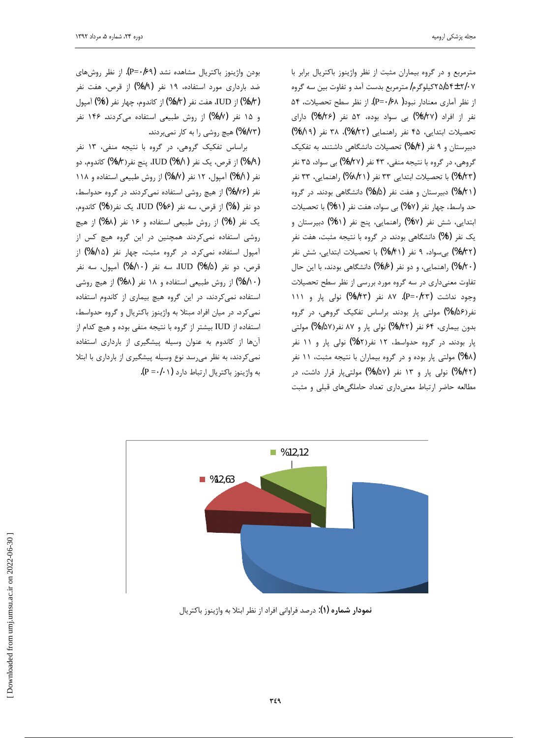مترمربع و در گروه بیماران مثبت از نظر واژینوز باکتریال برابر با ۳/۰۷±۲۵/۵۴کیلوگرم/ مترمربع بدست آمد و تفاوت بین سه گروه از نظر آماری معنادار نبود( P=۰/۶۸). از نظر سطح تحصیلات، ۵۴ نفر از افراد (۲۷%) بی سواد بوده، ۵۲ نفر (۲۶%) دارای تحصیلات ابتدایی، ۴۵ نفر راهنمایی (۲۲%)، ۳۸ نفر (۱۹%) دبیرستان و ۹ نفر (۴/۵%) تحصیلات دانشگاهی داشتند. به تفکیک گروهی، در گروه با نتیجه منفی، ۴۳ نفر (۲۷%) بی سواد، ۳۵ نفر (۲۳%) با تحصیلات ابتدایی ۳۳ نفر (۲۱/۸%) راهنمایی، ۳۳ نفر (۲۱%) دبیرستان و هفت نفر (۵/۵%) دانشگاهی بودند. در گروه حد واسط، چهار نفر (۷%) بی سواد، هفت نفر (۵۱%) با تحصیلات ابتدایی، شش نفر (۷%) راهنمایی، پنج نفر (۵۱%) دبیرستان و یک نفر (۶%) دانشگاهی بودند. در گروه با نتیجه مثبت، هفت نفر (۳۲%) بی‌سواد، ۹ نفر (۴۱%) با تحصیلات ابتدایی، شش نفر (۲۰%) راهنمایی، و دو نفر (۶%) دانشگاهی بودند، با این حال تفاوت معنی‌داری در سه گروه مورد بررسی از نظر سطح تحصیلات وجود نداشت (P=۰/۲۳). ۸۷ نفر (۴۳%) نولی پار و ۱۱۱ نفر(۵۶%) مولتی پار بودند. براساس تفکیک گروهی، در گروه بدون بیماری، ۶۴ نفر (۴۲%) نولی پار و ۸۷ نفر(۵۷%) مولتی پار بودند. در گروه حدواسط، ۱۲ نفر(۵۲%) نولی پار و ۱۱ نفر (۴۸%) مولتی پار بوده و در گروه بیماران با نتیجه مثبت، ۱۱ نفر (۴۲%) نولی پار و ۱۳ نفر (۵۷%) مولتی‌پار قرار داشت، در مطالعه حاضر ارتباط معنی‌داری تعداد حاملگی‌های قبلی و مثبت بودن واژینوز باکتریال مشاهده نشد (P=۰/۶۹). از نظر روش‌های ضد بارداری مورد استفاده، ۱۹ نفر (۹%) از قرص، هفت نفر (۳/۵%) از IUD، هفت نفر (۳/۵%) از کاندوم، چهار نفر (۲%) آمپول و ۱۵ نفر (۷%) از روش طبیعی استفاده می‌کردند. ۱۴۶ نفر (۷۳%) هیچ روشی را به کار نمی‌بردند.

براساس تفکیک گروهی، در گروه با نتیجه منفی، ۱۳ نفر (۹%) از قرص، یک نفر (۱%) IUD، پنج نفر(۳/۵%) کاندوم، دو نفر (۱%) آمپول، ۱۲ نفر (۷%) از روش طبیعی استفاده و ۱۱۸ نفر (۷۶%) از هیچ روشی استفاده نمی‌کردند. در گروه حدواسط، دو نفر (۸%) از قرص، سه نفر (۱۶%) IUD، یک نفر(۶%) کاندوم، یک نفر (۶%) از روش طبیعی استفاده و ۱۶ نفر (۶۸%) از هیچ روشی استفاده نمی‌کردند همچنین در این گروه هیچ کس از آمپول استفاده نمی‌کرد. در گروه مثبت، چهار نفر (۱۵%) از قرص، دو نفر (۵%) IUD، سه نفر (۱۰%) آمپول، سه نفر (۱۰%) از روش طبیعی استفاده و ۱۸ نفر (۶۸%) از هیچ روشی استفاده نمی‌کردند، در این گروه هیچ بیماری از کاندوم استفاده نمی‌کرد. در میان افراد مبتلا به واژینوز باکتریال و گروه حدواسط، استفاده از IUD بیشتر از گروه با نتیجه منفی بوده و هیچ کدام از آن‌ها از کاندوم به عنوان وسیله پیشگیری از بارداری استفاده نمی‌کردند، به نظر می‌رسد نوع وسیله پیشگیری از بارداری با ابتلا به واژینوز باکتریال ارتباط دارد (P =۰/۰۱).

**نمودار شماره (۱):** درصد فراوانی افراد از نظر ابتلا به واژینوز باکتریال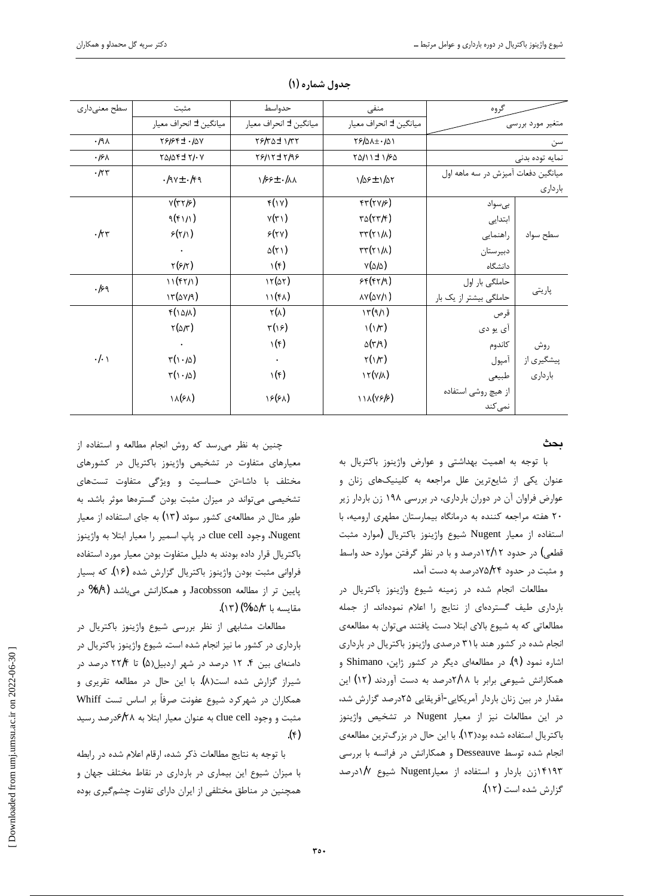**جدول شماره (۱)**

| متغیر مورد بررسی / گروه | | منفی | حدواسط | مثبت | سطح معنی‌داری |
|---|---|---|---|---|---|
| | | میانگین ± انحراف معیار | میانگین ± انحراف معیار | میانگین ± انحراف معیار | |
| سن | | ۲۶/۵۸±۰/۵۱ | ۲۶/۳۵± ۱/۳۲ | ۲۶/۶۴± ۰/۵۷ | ۰/۹۸ |
| نمایه توده بدنی | | ۲۵/۱۱ ± ۱/۶۵ | ۲۶/۱۲± ۲/۹۶ | ۲۵/۵۴± ۲/۰۷ | ۰/۶۸ |
| میانگین دفعات آمیزش در سه ماهه اول بارداری | | ۱/۵۶±۱/۵۲ | ۱/۶۶±۰/۸۸ | ۰/۹۷±۰/۴۹ | ۰/۲۳ |
| سطح سواد | بی‌سواد | ۴۳(۲۷/۶) | ۴(۱۷) | ۷(۳۲/۶) | ۰/۲۳ |
| | ابتدایی | ۳۵(۲۳/۴) | ۷(۳۱) | ۹(۴۱/۱) | |
| | راهنمایی | ۳۳(۲۱/۸) | ۶(۲۷) | ۶(۲/۱) | |
| | دبیرستان | ۳۳(۲۱/۸) | ۵(۲۱) | ۰ | |
| | دانشگاه | ۷(۵/۵) | ۱(۴) | ۲(۶/۲) | |
| پاریتی | حاملگی بار اول | ۶۴(۴۲/۹) | ۱۲(۵۲) | ۱۱(۴۲/۱) | ۰/۶۹ |
| | حاملگی بیشتر از یک بار | ۸۷(۵۷/۱) | ۱۱(۴۸) | ۱۳(۵۷/۹) | |
| روش پیشگیری از بارداری | قرص | ۱۳(۹/۱) | ۲(۸) | ۴(۱۵/۸) | ۰/۰۱ |
| | آی یو دی | ۱(۱/۳) | ۳(۱۶) | ۲(۵/۳) | |
| | کاندوم | ۵(۳/۹) | ۱(۴) | ۰ | |
| | آمپول | ۲(۱/۳) | ۰ | ۳(۱۰/۵) | |
| | طبیعی | ۱۲(۷/۸) | ۱(۴) | ۳(۱۰/۵) | |
| | از هیچ روشی استفاده نمی‌کند | ۱۱۸(۷۶/۶) | ۱۶(۶۸) | ۱۸(۶۸) | |

## بحث

با توجه به اهمیت بهداشتی و عوارض واژینوز باکتریال به عنوان یکی از شایع‌ترین علل مراجعه به کلینیک‌های زنان و عوارض فراوان آن در دوران بارداری، در بررسی ۱۹۸ زن باردار زیر ۲۰ هفته مراجعه کننده به درمانگاه بیمارستان مطهری ارومیه، با استفاده از معیار Nugent شیوع واژینوز باکتریال (موارد مثبت قطعی) در حدود ۱۲/۱۲درصد و با در نظر گرفتن موارد حد واسط و مثبت در حدود ۲۴/۲۴درصد به دست آمد.

مطالعات انجام شده در زمینه شیوع واژینوز باکتریال در بارداری طیف گسترده‌ای از نتایج را اعلام نموده‌اند. از جمله مطالعاتی که به شیوع بالای ابتلا دست یافتند می‌توان به مطالعه‌ی انجام شده در کشور هند با۳۱ درصدی واژینوز باکتریال در بارداری اشاره نمود (۹). در مطالعه‌ای دیگر در کشور ژاپن، Shimano و همکارانش شیوعی برابر با ۲/۸درصد به دست آوردند (۱۲) این مقدار در بین زنان باردار آمریکایی-آفریقایی ۲۵درصد گزارش شد، در این مطالعات نیز از معیار Nugent در تشخیص واژینوز باکتریال استفاده شده بود(۱۳). با این حال در بزرگ‌ترین مطالعه‌ی انجام شده توسط Desseauve و همکارانش در فرانسه با بررسی ۱۴۱۹۳زن باردار و استفاده از معیارNugent شیوع ۱/۷درصد گزارش شده است (۱۲).

چنین به نظر می‌رسد که روش انجام مطالعه و استفاده از معیارهای متفاوت در تشخیص واژینوز باکتریال در کشورهای مختلف با داشا=تن حساسیت و ویژگی متفاوت تست‌های تشخیصی می‌تواند در میزان مثبت بودن گستره‌ها موثر باشد. به طور مثال در مطالعه‌ی کشور سوئد (۱۳) به جای استفاده از معیار Nugent، وجود clue cell در پاپ اسمیر را معیار ابتلا به واژینوز باکتریال قرار داده بودند به دلیل متفاوت بودن معیار مورد استفاده فراوانی مثبت بودن واژینوز باکتریال گزارش شده (۱۶). که بسیار پایین تر از مطالعه Jacobsson و همکارانش می‌باشد (۶/۹% در مقایسه با ۱۵/۳%) (۱۳).

مطالعات مشابهی از نظر بررسی شیوع واژینوز باکتریال در بارداری در کشور ما نیز انجام شده است. شیوع واژینوز باکتریال در دامنه‌ای بین ۴. ۱۲ درصد در شهر اردبیل(۵) تا ۲۲/۴ درصد در شیراز گزارش شده است(۸). با این حال در مطالعه تقریری و همکاران در شهرکرد شیوع عفونت صرفاً بر اساس تست Whiff مثبت و وجود clue cell به عنوان معیار ابتلا به ۶/۲۸درصد رسید (۴).

با توجه به نتایج مطالعات ذکر شده، ارقام اعلام شده در رابطه با میزان شیوع این بیماری در بارداری در نقاط مختلف جهان و همچنین در مناطق مختلفی از ایران دارای تفاوت چشم‌گیری بوده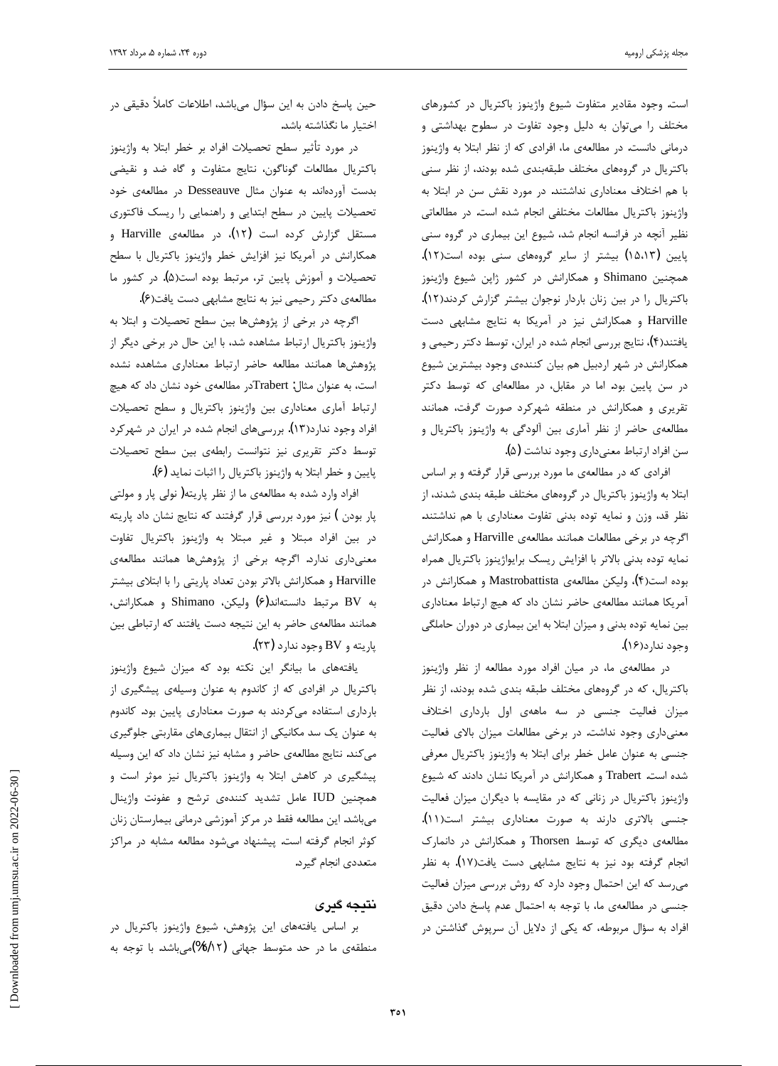است. وجود مقادیر متفاوت شیوع واژینوز باکتریال در کشورهای مختلف را می‌توان به دلیل وجود تفاوت در سطوح بهداشتی و درمانی دانست. در مطالعه‌ی ما، افرادی که از نظر ابتلا به واژینوز باکتریال در گروه‌های مختلف طبقه‌بندی شده بودند، از نظر سنی با هم اختلاف معناداری نداشتند. در مورد نقش سن در ابتلا به واژینوز باکتریال مطالعات مختلفی انجام شده است. در مطالعاتی نظیر آنچه در فرانسه انجام شد، شیوع این بیماری در گروه سنی پایین (۱۵،۱۳) بیشتر از سایر گروه‌های سنی بوده است(۱۲). همچنین Shimano و همکارانش در کشور ژاپن شیوع واژینوز باکتریال را در بین زنان باردار نوجوان بیشتر گزارش کردند(۱۲). Harville و همکارانش نیز در آمریکا به نتایج مشابهی دست یافتند(۴)، نتایج بررسی انجام شده در ایران، توسط دکتر رحیمی و همکارانش در شهر اردبیل هم بیان کننده‌ی وجود بیشترین شیوع در سن پایین بود. اما در مقابل، در مطالعه‌ای که توسط دکتر تقریری و همکارانش در منطقه شهرکرد صورت گرفت، همانند مطالعه‌ی حاضر از نظر آماری بین آلودگی به واژینوز باکتریال و سن افراد ارتباط معنی‌داری وجود نداشت (۵).

افرادی که در مطالعه‌ی ما مورد بررسی قرار گرفته و بر اساس ابتلا به واژینوز باکتریال در گروه‌های مختلف طبقه بندی شدند، از نظر قد، وزن و نمایه توده بدنی تفاوت معناداری با هم نداشتند. اگرچه در برخی مطالعات همانند مطالعه‌ی Harville و همکارانش نمایه توده بدنی بالاتر با افزایش ریسک برایواژینوز باکتریال همراه بوده است(۴)، ولیکن مطالعه‌ی Mastrobattista و همکارانش در آمریکا همانند مطالعه‌ی حاضر نشان داد که هیچ ارتباط معناداری بین نمایه توده بدنی و میزان ابتلا به این بیماری در دوران حاملگی وجود ندارد(۱۶).

در مطالعه‌ی ما، در میان افراد مورد مطالعه از نظر واژینوز باکتریال، که در گروه‌های مختلف طبقه بندی شده بودند، از نظر میزان فعالیت جنسی در سه ماهه‌ی اول بارداری اختلاف معنی‌داری وجود نداشت. در برخی مطالعات میزان بالای فعالیت جنسی به عنوان عامل خطر برای ابتلا به واژینوز باکتریال معرفی شده است. Trabert و همکارانش در آمریکا نشان دادند که شیوع واژینوز باکتریال در زنانی که در مقایسه با دیگران میزان فعالیت جنسی بالاتری دارند به صورت معناداری بیشتر است(۱۱). مطالعه‌ی دیگری که توسط Thorsen و همکارانش در دانمارک انجام گرفته بود نیز به نتایج مشابهی دست یافت(۱۷). به نظر می‌رسد که این احتمال وجود دارد که روش بررسی میزان فعالیت جنسی در مطالعه‌ی ما، با توجه به احتمال عدم پاسخ دادن دقیق افراد به سؤال مربوطه، که یکی از دلایل آن سرپوش گذاشتن در حین پاسخ دادن به این سؤال می‌باشد، اطلاعات کاملاً دقیقی در اختیار ما نگذاشته باشد.

در مورد تأثیر سطح تحصیلات افراد بر خطر ابتلا به واژینوز باکتریال مطالعات گوناگون، نتایج متفاوت و گاه ضد و نقیضی بدست آورده‌اند. به عنوان مثال Desseauve در مطالعه‌ی خود تحصیلات پایین در سطح ابتدایی و راهنمایی را ریسک فاکتوری مستقل گزارش کرده است (۱۲). در مطالعه‌ی Harville و همکارانش در آمریکا نیز افزایش خطر واژینوز باکتریال با سطح تحصیلات و آموزش پایین تر، مرتبط بوده است(۵). در کشور ما مطالعه‌ی دکتر رحیمی نیز به نتایج مشابهی دست یافت(۶).

اگرچه در برخی از پژوهش‌ها بین سطح تحصیلات و ابتلا به واژینوز باکتریال ارتباط مشاهده شد، با این حال در برخی دیگر از پژوهش‌ها همانند مطالعه حاضر ارتباط معناداری مشاهده نشده است، به عنوان مثال: Trabertدر مطالعه‌ی خود نشان داد که هیچ ارتباط آماری معناداری بین واژینوز باکتریال و سطح تحصیلات افراد وجود ندارد(۱۳). بررسی‌های انجام شده در ایران در شهرکرد توسط دکتر تقریری نیز نتوانست رابطه‌ی بین سطح تحصیلات پایین و خطر ابتلا به واژینوز باکتریال را اثبات نماید (۶).

افراد وارد شده به مطالعه‌ی ما از نظر پاریته( نولی پار و مولتی پار بودن ) نیز مورد بررسی قرار گرفتند که نتایج نشان داد پاریته در بین افراد مبتلا و غیر مبتلا به واژینوز باکتریال تفاوت معنی‌داری ندارد. اگرچه برخی از پژوهش‌ها همانند مطالعه‌ی Harville و همکارانش بالاتر بودن تعداد پاریتی را با ابتلای بیشتر به BV مرتبط دانسته‌اند(۶) ولیکن، Shimano و همکارانش، همانند مطالعه‌ی حاضر به این نتیجه دست یافتند که ارتباطی بین پاریته و BV وجود ندارد (۲۳).

یافته‌های ما بیانگر این نکته بود که میزان شیوع واژینوز باکتریال در افرادی که از کاندوم به عنوان وسیله‌ی پیشگیری از بارداری استفاده می‌کردند به صورت معناداری پایین بود. کاندوم به عنوان یک سد مکانیکی از انتقال بیماری‌های مقاربتی جلوگیری می‌کند. نتایج مطالعه‌ی حاضر و مشابه نیز نشان داد که این وسیله پیشگیری در کاهش ابتلا به واژینوز باکتریال نیز موثر است و همچنین IUD عامل تشدید کننده‌ی ترشح و عفونت واژینال می‌باشد. این مطالعه فقط در مرکز آموزشی درمانی بیمارستان زنان کوثر انجام گرفته است. پیشنهاد می‌شود مطالعه مشابه در مراکز متعددی انجام گیرد.

## نتیجه گیری

بر اساس یافته‌های این پژوهش، شیوع واژینوز باکتریال در منطقه‌ی ما در حد متوسط جهانی (۱۲/۸٪)می‌باشد. با توجه به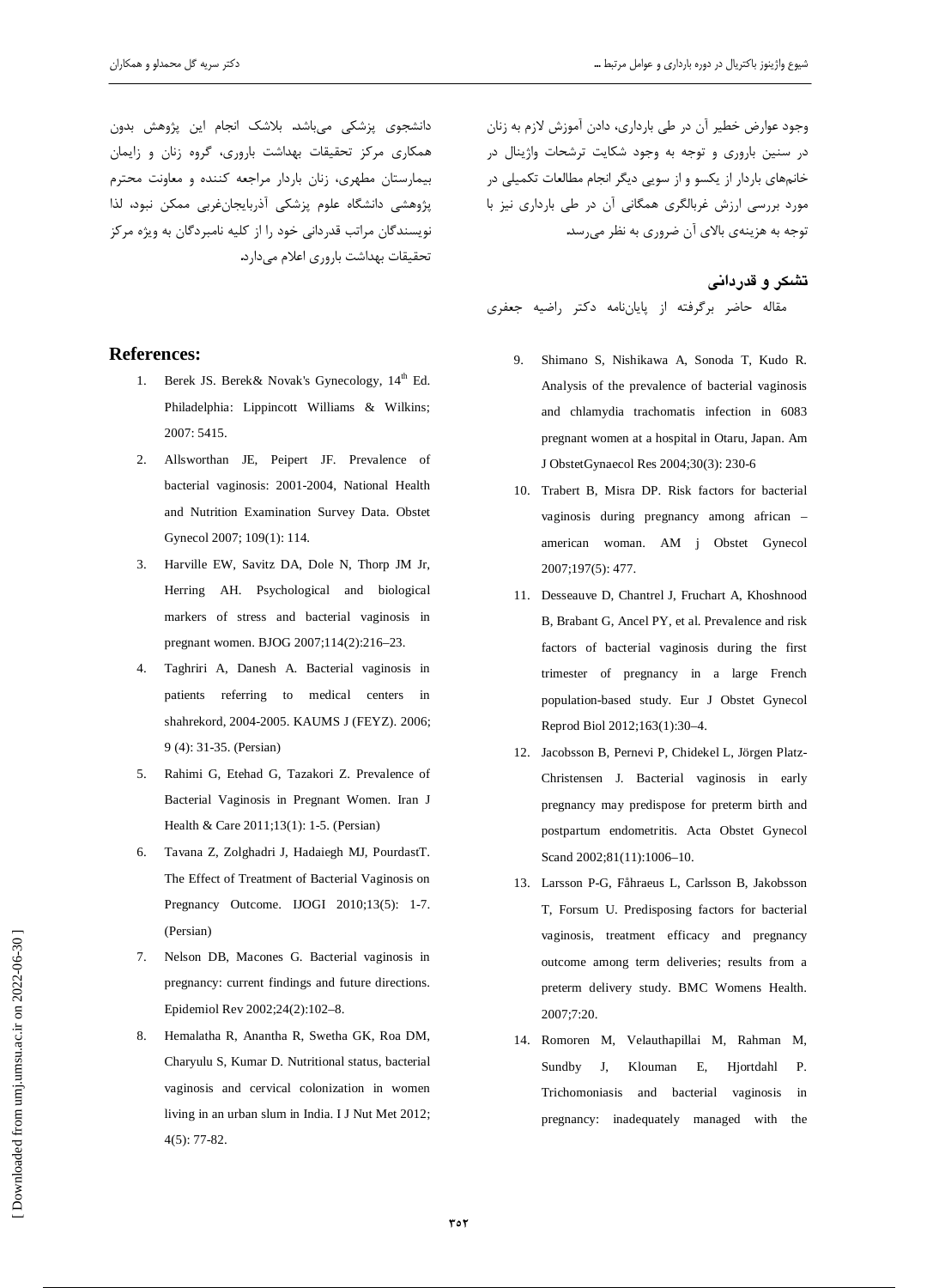وجود عوارض خطیر آن در طی بارداری، دادن آموزش لازم به زنان در سنین باروری و توجه به وجود شکایت ترشحات واژینال در خانم‌های باردار از یکسو و از سویی دیگر انجام مطالعات تکمیلی در مورد بررسی ارزش غربالگری همگانی آن در طی بارداری نیز با توجه به هزینه‌ی بالای آن ضروری به نظر می‌رسد.

## تشکر و قدردانی

مقاله حاضر برگرفته از پایان‌نامه دکتر راضیه جعفری دانشجوی پزشکی می‌باشد. بلاشک انجام این پژوهش بدون همکاری مرکز تحقیقات بهداشت باروری، گروه زنان و زایمان بیمارستان مطهری، زنان باردار مراجعه کننده و معاونت محترم پژوهشی دانشگاه علوم پزشکی آذربایجان‌غربی ممکن نبود، لذا نویسندگان مراتب قدردانی خود را از کلیه نامبردگان به ویژه مرکز تحقیقات بهداشت باروری اعلام می‌دارد.

## References:

1. Berek JS. Berek& Novak's Gynecology, 14th Ed. Philadelphia: Lippincott Williams & Wilkins; 2007: 5415.
2. Allsworthan JE, Peipert JF. Prevalence of bacterial vaginosis: 2001-2004, National Health and Nutrition Examination Survey Data. Obstet Gynecol 2007; 109(1): 114.
3. Harville EW, Savitz DA, Dole N, Thorp JM Jr, Herring AH. Psychological and biological markers of stress and bacterial vaginosis in pregnant women. BJOG 2007;114(2):216–23.
4. Taghriri A, Danesh A. Bacterial vaginosis in patients referring to medical centers in shahrekord, 2004-2005. KAUMS J (FEYZ). 2006; 9 (4): 31-35. (Persian)
5. Rahimi G, Etehad G, Tazakori Z. Prevalence of Bacterial Vaginosis in Pregnant Women. Iran J Health & Care 2011;13(1): 1-5. (Persian)
6. Tavana Z, Zolghadri J, Hadaiegh MJ, PourdastT. The Effect of Treatment of Bacterial Vaginosis on Pregnancy Outcome. IJOGI 2010;13(5): 1-7. (Persian)
7. Nelson DB, Macones G. Bacterial vaginosis in pregnancy: current findings and future directions. Epidemiol Rev 2002;24(2):102–8.
8. Hemalatha R, Anantha R, Swetha GK, Roa DM, Charyulu S, Kumar D. Nutritional status, bacterial vaginosis and cervical colonization in women living in an urban slum in India. I J Nut Met 2012; 4(5): 77-82.
9. Shimano S, Nishikawa A, Sonoda T, Kudo R. Analysis of the prevalence of bacterial vaginosis and chlamydia trachomatis infection in 6083 pregnant women at a hospital in Otaru, Japan. Am J ObstetGynaecol Res 2004;30(3): 230-6
10. Trabert B, Misra DP. Risk factors for bacterial vaginosis during pregnancy among african – american woman. AM j Obstet Gynecol 2007;197(5): 477.
11. Desseauve D, Chantrel J, Fruchart A, Khoshnood B, Brabant G, Ancel PY, et al. Prevalence and risk factors of bacterial vaginosis during the first trimester of pregnancy in a large French population-based study. Eur J Obstet Gynecol Reprod Biol 2012;163(1):30–4.
12. Jacobsson B, Pernevi P, Chidekel L, Jörgen Platz-Christensen J. Bacterial vaginosis in early pregnancy may predispose for preterm birth and postpartum endometritis. Acta Obstet Gynecol Scand 2002;81(11):1006–10.
13. Larsson P-G, Fåhraeus L, Carlsson B, Jakobsson T, Forsum U. Predisposing factors for bacterial vaginosis, treatment efficacy and pregnancy outcome among term deliveries; results from a preterm delivery study. BMC Womens Health. 2007;7:20.
14. Romoren M, Velauthapillai M, Rahman M, Sundby J, Klouman E, Hjortdahl P. Trichomoniasis and bacterial vaginosis in pregnancy: inadequately managed with the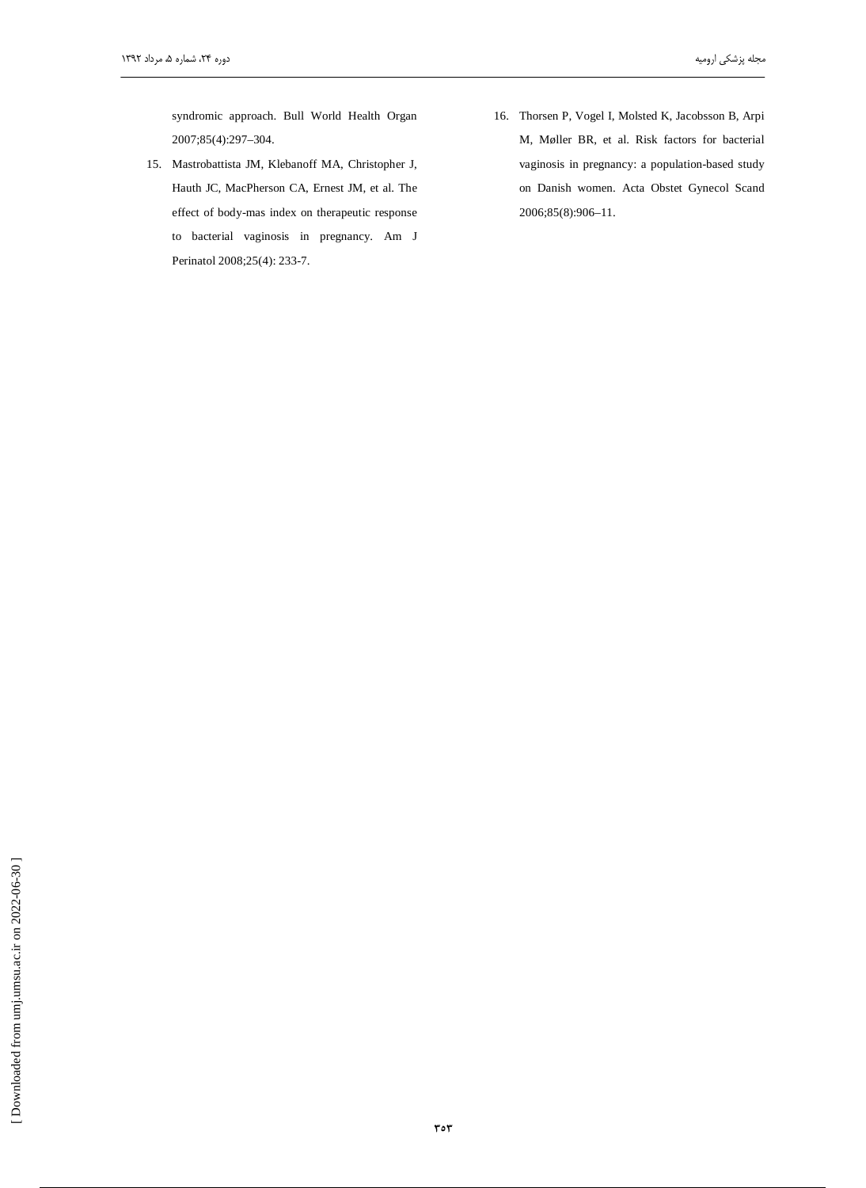syndromic approach. Bull World Health Organ 2007;85(4):297–304.

15. Mastrobattista JM, Klebanoff MA, Christopher J, Hauth JC, MacPherson CA, Ernest JM, et al. The effect of body-mas index on therapeutic response to bacterial vaginosis in pregnancy. Am J Perinatol 2008;25(4): 233-7.

16. Thorsen P, Vogel I, Molsted K, Jacobsson B, Arpi M, Møller BR, et al. Risk factors for bacterial vaginosis in pregnancy: a population-based study on Danish women. Acta Obstet Gynecol Scand 2006;85(8):906–11.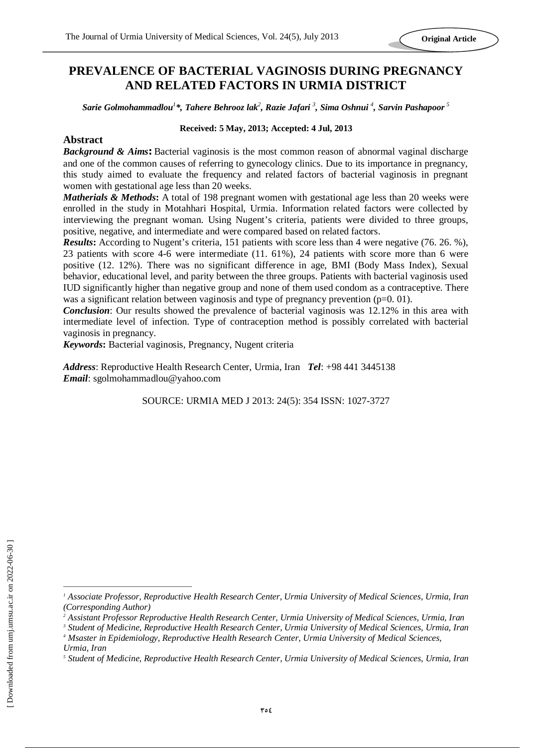# PREVALENCE OF BACTERIAL VAGINOSIS DURING PREGNANCY AND RELATED FACTORS IN URMIA DISTRICT

***Sarie Golmohammadlou[1]\*, Tahere Behrooz lak[2], Razie Jafari [3], Sima Oshnui [4], Sarvin Pashapoor [5]***

**Received: 5 May, 2013; Accepted: 4 Jul, 2013**

## Abstract

***Background & Aims*:** Bacterial vaginosis is the most common reason of abnormal vaginal discharge and one of the common causes of referring to gynecology clinics. Due to its importance in pregnancy, this study aimed to evaluate the frequency and related factors of bacterial vaginosis in pregnant women with gestational age less than 20 weeks.

***Matherials & Methods*:** A total of 198 pregnant women with gestational age less than 20 weeks were enrolled in the study in Motahhari Hospital, Urmia. Information related factors were collected by interviewing the pregnant woman. Using Nugent's criteria, patients were divided to three groups, positive, negative, and intermediate and were compared based on related factors.

***Results*:** According to Nugent's criteria, 151 patients with score less than 4 were negative (76. 26. %), 23 patients with score 4-6 were intermediate (11. 61%), 24 patients with score more than 6 were positive (12. 12%). There was no significant difference in age, BMI (Body Mass Index), Sexual behavior, educational level, and parity between the three groups. Patients with bacterial vaginosis used IUD significantly higher than negative group and none of them used condom as a contraceptive. There was a significant relation between vaginosis and type of pregnancy prevention (p=0. 01).

***Conclusion*:** Our results showed the prevalence of bacterial vaginosis was 12.12% in this area with intermediate level of infection. Type of contraception method is possibly correlated with bacterial vaginosis in pregnancy.

***Keywords*:** Bacterial vaginosis, Pregnancy, Nugent criteria

***Address*:** Reproductive Health Research Center, Urmia, Iran ***Tel*:** +98 441 3445138
***Email*:** sgolmohammadlou@yahoo.com

SOURCE: URMIA MED J 2013: 24(5): 354 ISSN: 1027-3727

---

[1] *Associate Professor, Reproductive Health Research Center, Urmia University of Medical Sciences, Urmia, Iran (Corresponding Author)*
[2] *Assistant Professor Reproductive Health Research Center, Urmia University of Medical Sciences, Urmia, Iran*
[3] *Student of Medicine, Reproductive Health Research Center, Urmia University of Medical Sciences, Urmia, Iran*
[4] *Msaster in Epidemiology, Reproductive Health Research Center, Urmia University of Medical Sciences, Urmia, Iran*
[5] *Student of Medicine, Reproductive Health Research Center, Urmia University of Medical Sciences, Urmia, Iran*